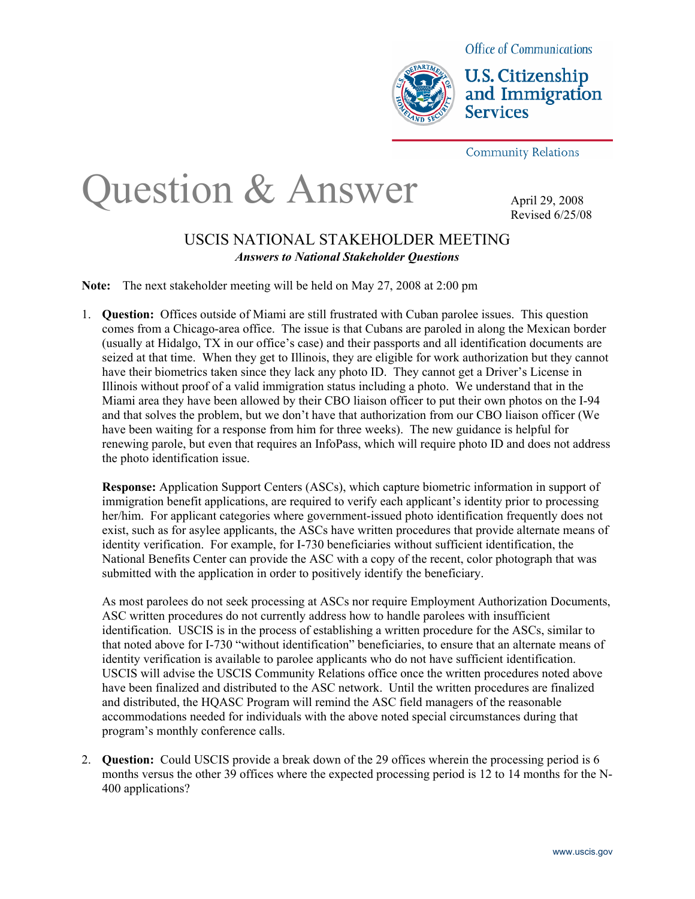Office of Communications

**U.S. Citizenship and Immigration Services**

Community Relations

# Question & Answer

April 29, 2008
Revised 6/25/08

## USCIS NATIONAL STAKEHOLDER MEETING

***Answers to National Stakeholder Questions***

**Note:** The next stakeholder meeting will be held on May 27, 2008 at 2:00 pm

1. **Question:** Offices outside of Miami are still frustrated with Cuban parolee issues. This question comes from a Chicago-area office. The issue is that Cubans are paroled in along the Mexican border (usually at Hidalgo, TX in our office's case) and their passports and all identification documents are seized at that time. When they get to Illinois, they are eligible for work authorization but they cannot have their biometrics taken since they lack any photo ID. They cannot get a Driver's License in Illinois without proof of a valid immigration status including a photo. We understand that in the Miami area they have been allowed by their CBO liaison officer to put their own photos on the I-94 and that solves the problem, but we don't have that authorization from our CBO liaison officer (We have been waiting for a response from him for three weeks). The new guidance is helpful for renewing parole, but even that requires an InfoPass, which will require photo ID and does not address the photo identification issue.

   **Response:** Application Support Centers (ASCs), which capture biometric information in support of immigration benefit applications, are required to verify each applicant's identity prior to processing her/him. For applicant categories where government-issued photo identification frequently does not exist, such as for asylee applicants, the ASCs have written procedures that provide alternate means of identity verification. For example, for I-730 beneficiaries without sufficient identification, the National Benefits Center can provide the ASC with a copy of the recent, color photograph that was submitted with the application in order to positively identify the beneficiary.

   As most parolees do not seek processing at ASCs nor require Employment Authorization Documents, ASC written procedures do not currently address how to handle parolees with insufficient identification. USCIS is in the process of establishing a written procedure for the ASCs, similar to that noted above for I-730 "without identification" beneficiaries, to ensure that an alternate means of identity verification is available to parolee applicants who do not have sufficient identification. USCIS will advise the USCIS Community Relations office once the written procedures noted above have been finalized and distributed to the ASC network. Until the written procedures are finalized and distributed, the HQASC Program will remind the ASC field managers of the reasonable accommodations needed for individuals with the above noted special circumstances during that program's monthly conference calls.

2. **Question:** Could USCIS provide a break down of the 29 offices wherein the processing period is 6 months versus the other 39 offices where the expected processing period is 12 to 14 months for the N-400 applications?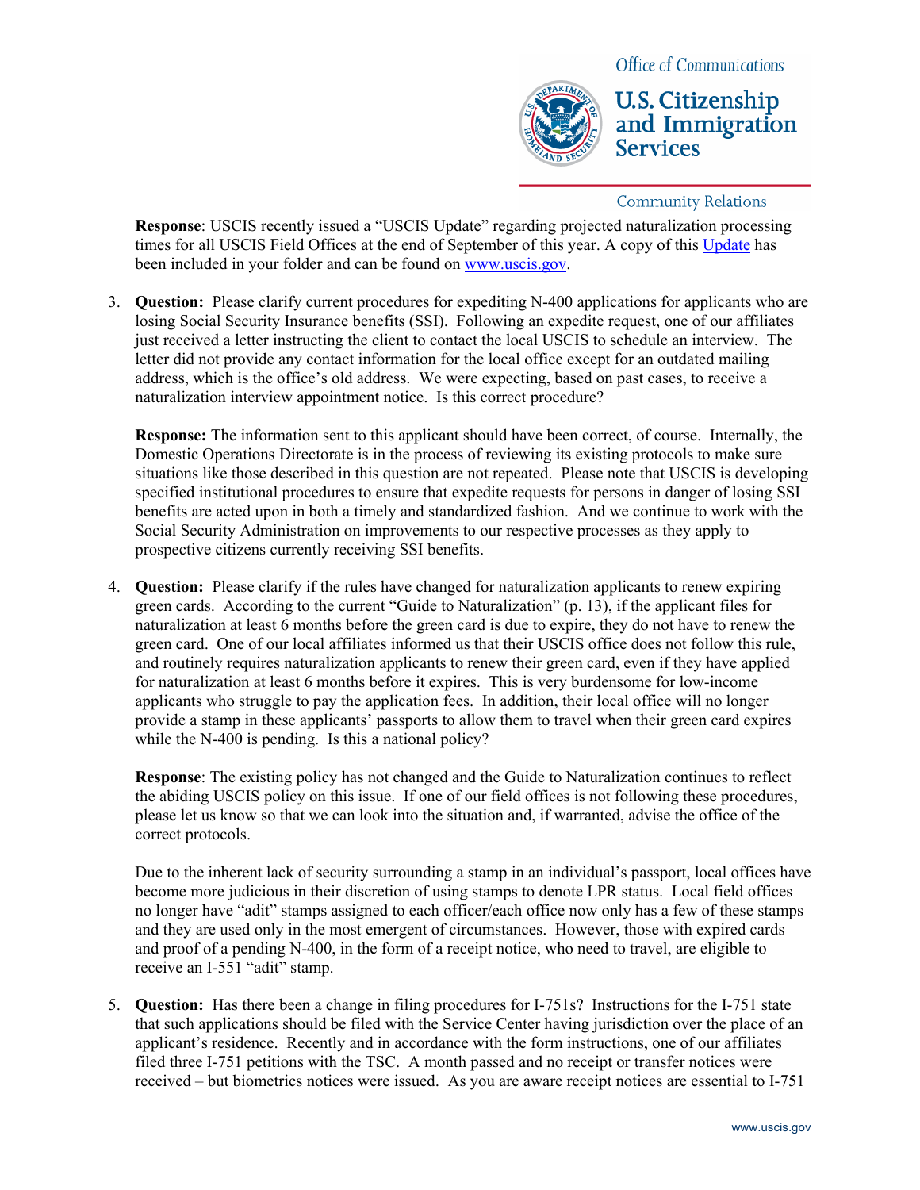**Response**: USCIS recently issued a "USCIS Update" regarding projected naturalization processing times for all USCIS Field Offices at the end of September of this year. A copy of this Update has been included in your folder and can be found on www.uscis.gov.

3. **Question:** Please clarify current procedures for expediting N-400 applications for applicants who are losing Social Security Insurance benefits (SSI). Following an expedite request, one of our affiliates just received a letter instructing the client to contact the local USCIS to schedule an interview. The letter did not provide any contact information for the local office except for an outdated mailing address, which is the office's old address. We were expecting, based on past cases, to receive a naturalization interview appointment notice. Is this correct procedure?

   **Response:** The information sent to this applicant should have been correct, of course. Internally, the Domestic Operations Directorate is in the process of reviewing its existing protocols to make sure situations like those described in this question are not repeated. Please note that USCIS is developing specified institutional procedures to ensure that expedite requests for persons in danger of losing SSI benefits are acted upon in both a timely and standardized fashion. And we continue to work with the Social Security Administration on improvements to our respective processes as they apply to prospective citizens currently receiving SSI benefits.

4. **Question:** Please clarify if the rules have changed for naturalization applicants to renew expiring green cards. According to the current "Guide to Naturalization" (p. 13), if the applicant files for naturalization at least 6 months before the green card is due to expire, they do not have to renew the green card. One of our local affiliates informed us that their USCIS office does not follow this rule, and routinely requires naturalization applicants to renew their green card, even if they have applied for naturalization at least 6 months before it expires. This is very burdensome for low-income applicants who struggle to pay the application fees. In addition, their local office will no longer provide a stamp in these applicants' passports to allow them to travel when their green card expires while the N-400 is pending. Is this a national policy?

   **Response**: The existing policy has not changed and the Guide to Naturalization continues to reflect the abiding USCIS policy on this issue. If one of our field offices is not following these procedures, please let us know so that we can look into the situation and, if warranted, advise the office of the correct protocols.

   Due to the inherent lack of security surrounding a stamp in an individual's passport, local offices have become more judicious in their discretion of using stamps to denote LPR status. Local field offices no longer have "adit" stamps assigned to each officer/each office now only has a few of these stamps and they are used only in the most emergent of circumstances. However, those with expired cards and proof of a pending N-400, in the form of a receipt notice, who need to travel, are eligible to receive an I-551 "adit" stamp.

5. **Question:** Has there been a change in filing procedures for I-751s? Instructions for the I-751 state that such applications should be filed with the Service Center having jurisdiction over the place of an applicant's residence. Recently and in accordance with the form instructions, one of our affiliates filed three I-751 petitions with the TSC. A month passed and no receipt or transfer notices were received – but biometrics notices were issued. As you are aware receipt notices are essential to I-751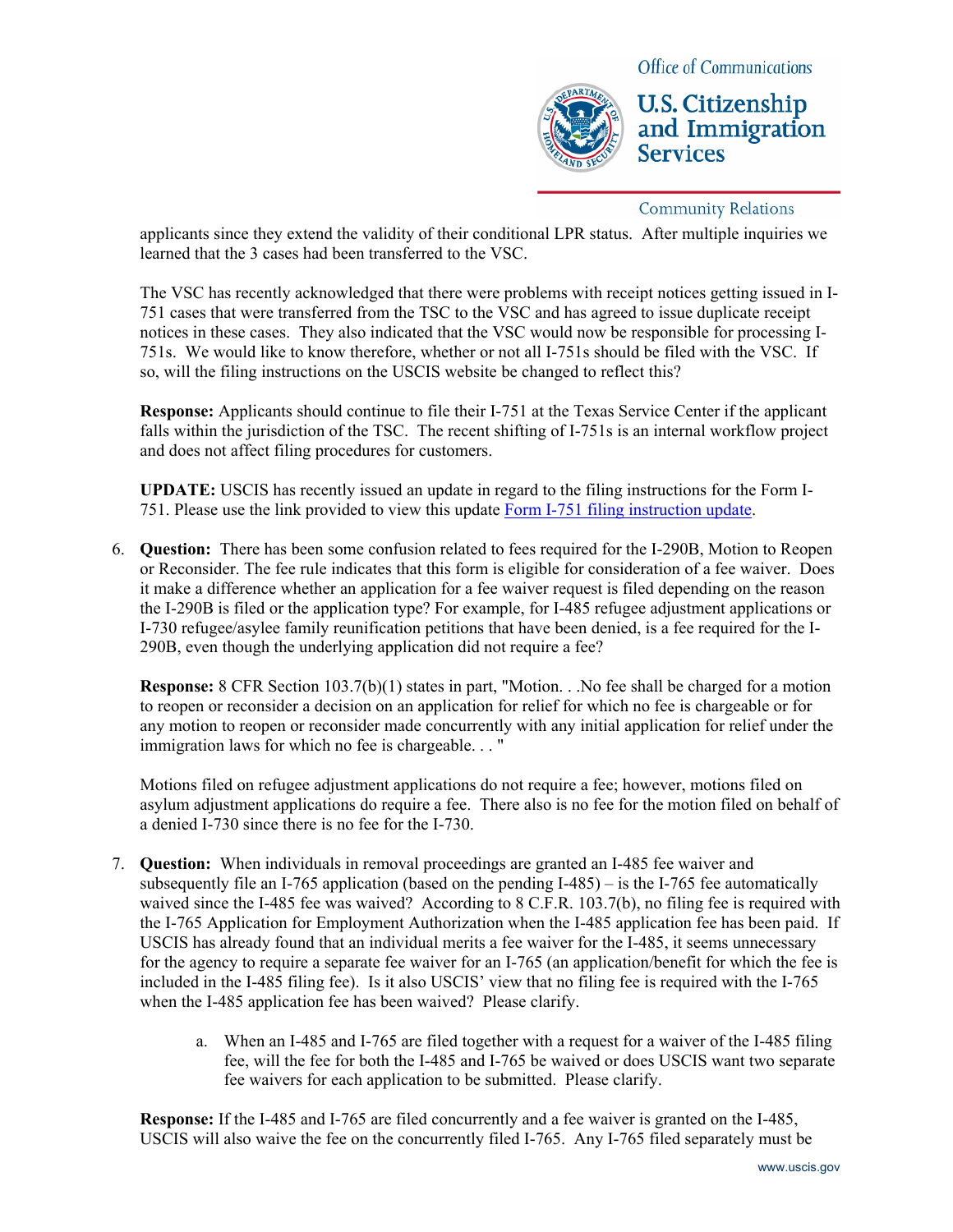applicants since they extend the validity of their conditional LPR status. After multiple inquiries we learned that the 3 cases had been transferred to the VSC.

The VSC has recently acknowledged that there were problems with receipt notices getting issued in I-751 cases that were transferred from the TSC to the VSC and has agreed to issue duplicate receipt notices in these cases. They also indicated that the VSC would now be responsible for processing I-751s. We would like to know therefore, whether or not all I-751s should be filed with the VSC. If so, will the filing instructions on the USCIS website be changed to reflect this?

**Response:** Applicants should continue to file their I-751 at the Texas Service Center if the applicant falls within the jurisdiction of the TSC. The recent shifting of I-751s is an internal workflow project and does not affect filing procedures for customers.

**UPDATE:** USCIS has recently issued an update in regard to the filing instructions for the Form I-751. Please use the link provided to view this update [Form I-751 filing instruction update](Form I-751 filing instruction update).

6. **Question:** There has been some confusion related to fees required for the I-290B, Motion to Reopen or Reconsider. The fee rule indicates that this form is eligible for consideration of a fee waiver. Does it make a difference whether an application for a fee waiver request is filed depending on the reason the I-290B is filed or the application type? For example, for I-485 refugee adjustment applications or I-730 refugee/asylee family reunification petitions that have been denied, is a fee required for the I-290B, even though the underlying application did not require a fee?

   **Response:** 8 CFR Section 103.7(b)(1) states in part, "Motion. . .No fee shall be charged for a motion to reopen or reconsider a decision on an application for relief for which no fee is chargeable or for any motion to reopen or reconsider made concurrently with any initial application for relief under the immigration laws for which no fee is chargeable. . . "

   Motions filed on refugee adjustment applications do not require a fee; however, motions filed on asylum adjustment applications do require a fee. There also is no fee for the motion filed on behalf of a denied I-730 since there is no fee for the I-730.

7. **Question:** When individuals in removal proceedings are granted an I-485 fee waiver and subsequently file an I-765 application (based on the pending I-485) – is the I-765 fee automatically waived since the I-485 fee was waived? According to 8 C.F.R. 103.7(b), no filing fee is required with the I-765 Application for Employment Authorization when the I-485 application fee has been paid. If USCIS has already found that an individual merits a fee waiver for the I-485, it seems unnecessary for the agency to require a separate fee waiver for an I-765 (an application/benefit for which the fee is included in the I-485 filing fee). Is it also USCIS' view that no filing fee is required with the I-765 when the I-485 application fee has been waived? Please clarify.

   a. When an I-485 and I-765 are filed together with a request for a waiver of the I-485 filing fee, will the fee for both the I-485 and I-765 be waived or does USCIS want two separate fee waivers for each application to be submitted. Please clarify.

   **Response:** If the I-485 and I-765 are filed concurrently and a fee waiver is granted on the I-485, USCIS will also waive the fee on the concurrently filed I-765. Any I-765 filed separately must be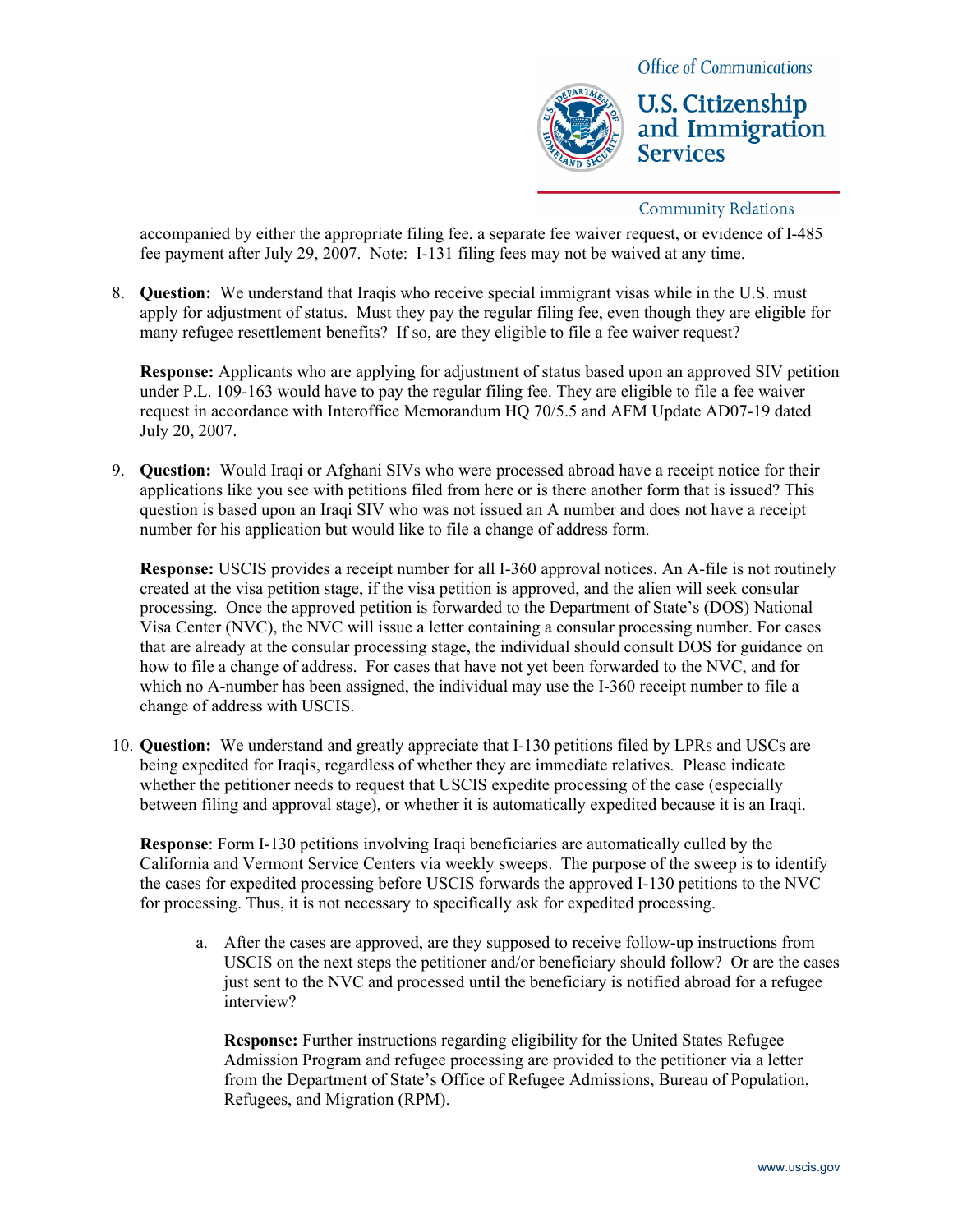accompanied by either the appropriate filing fee, a separate fee waiver request, or evidence of I-485 fee payment after July 29, 2007. Note: I-131 filing fees may not be waived at any time.

8. **Question:** We understand that Iraqis who receive special immigrant visas while in the U.S. must apply for adjustment of status. Must they pay the regular filing fee, even though they are eligible for many refugee resettlement benefits? If so, are they eligible to file a fee waiver request?

   **Response:** Applicants who are applying for adjustment of status based upon an approved SIV petition under P.L. 109-163 would have to pay the regular filing fee. They are eligible to file a fee waiver request in accordance with Interoffice Memorandum HQ 70/5.5 and AFM Update AD07-19 dated July 20, 2007.

9. **Question:** Would Iraqi or Afghani SIVs who were processed abroad have a receipt notice for their applications like you see with petitions filed from here or is there another form that is issued? This question is based upon an Iraqi SIV who was not issued an A number and does not have a receipt number for his application but would like to file a change of address form.

   **Response:** USCIS provides a receipt number for all I-360 approval notices. An A-file is not routinely created at the visa petition stage, if the visa petition is approved, and the alien will seek consular processing. Once the approved petition is forwarded to the Department of State's (DOS) National Visa Center (NVC), the NVC will issue a letter containing a consular processing number. For cases that are already at the consular processing stage, the individual should consult DOS for guidance on how to file a change of address. For cases that have not yet been forwarded to the NVC, and for which no A-number has been assigned, the individual may use the I-360 receipt number to file a change of address with USCIS.

10. **Question:** We understand and greatly appreciate that I-130 petitions filed by LPRs and USCs are being expedited for Iraqis, regardless of whether they are immediate relatives. Please indicate whether the petitioner needs to request that USCIS expedite processing of the case (especially between filing and approval stage), or whether it is automatically expedited because it is an Iraqi.

    **Response**: Form I-130 petitions involving Iraqi beneficiaries are automatically culled by the California and Vermont Service Centers via weekly sweeps. The purpose of the sweep is to identify the cases for expedited processing before USCIS forwards the approved I-130 petitions to the NVC for processing. Thus, it is not necessary to specifically ask for expedited processing.

    a. After the cases are approved, are they supposed to receive follow-up instructions from USCIS on the next steps the petitioner and/or beneficiary should follow? Or are the cases just sent to the NVC and processed until the beneficiary is notified abroad for a refugee interview?

       **Response:** Further instructions regarding eligibility for the United States Refugee Admission Program and refugee processing are provided to the petitioner via a letter from the Department of State's Office of Refugee Admissions, Bureau of Population, Refugees, and Migration (RPM).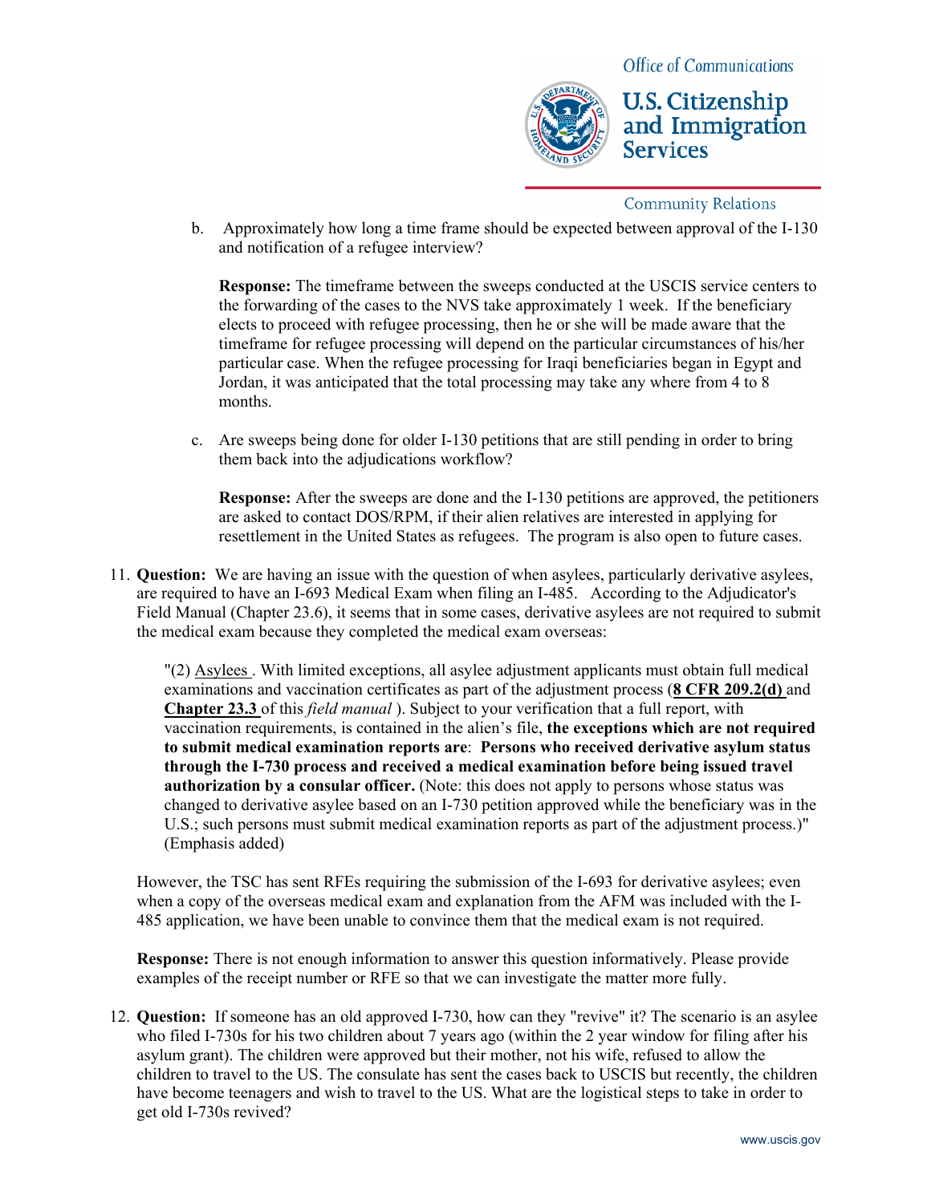b. Approximately how long a time frame should be expected between approval of the I-130 and notification of a refugee interview?

   **Response:** The timeframe between the sweeps conducted at the USCIS service centers to the forwarding of the cases to the NVS take approximately 1 week. If the beneficiary elects to proceed with refugee processing, then he or she will be made aware that the timeframe for refugee processing will depend on the particular circumstances of his/her particular case. When the refugee processing for Iraqi beneficiaries began in Egypt and Jordan, it was anticipated that the total processing may take any where from 4 to 8 months.

c. Are sweeps being done for older I-130 petitions that are still pending in order to bring them back into the adjudications workflow?

   **Response:** After the sweeps are done and the I-130 petitions are approved, the petitioners are asked to contact DOS/RPM, if their alien relatives are interested in applying for resettlement in the United States as refugees. The program is also open to future cases.

11. **Question:** We are having an issue with the question of when asylees, particularly derivative asylees, are required to have an I-693 Medical Exam when filing an I-485. According to the Adjudicator's Field Manual (Chapter 23.6), it seems that in some cases, derivative asylees are not required to submit the medical exam because they completed the medical exam overseas:

    "(2) Asylees . With limited exceptions, all asylee adjustment applicants must obtain full medical examinations and vaccination certificates as part of the adjustment process (**8 CFR 209.2(d)** and **Chapter 23.3** of this *field manual* ). Subject to your verification that a full report, with vaccination requirements, is contained in the alien's file, **the exceptions which are not required to submit medical examination reports are**: **Persons who received derivative asylum status through the I-730 process and received a medical examination before being issued travel authorization by a consular officer.** (Note: this does not apply to persons whose status was changed to derivative asylee based on an I-730 petition approved while the beneficiary was in the U.S.; such persons must submit medical examination reports as part of the adjustment process.)" (Emphasis added)

    However, the TSC has sent RFEs requiring the submission of the I-693 for derivative asylees; even when a copy of the overseas medical exam and explanation from the AFM was included with the I-485 application, we have been unable to convince them that the medical exam is not required.

    **Response:** There is not enough information to answer this question informatively. Please provide examples of the receipt number or RFE so that we can investigate the matter more fully.

12. **Question:** If someone has an old approved I-730, how can they "revive" it? The scenario is an asylee who filed I-730s for his two children about 7 years ago (within the 2 year window for filing after his asylum grant). The children were approved but their mother, not his wife, refused to allow the children to travel to the US. The consulate has sent the cases back to USCIS but recently, the children have become teenagers and wish to travel to the US. What are the logistical steps to take in order to get old I-730s revived?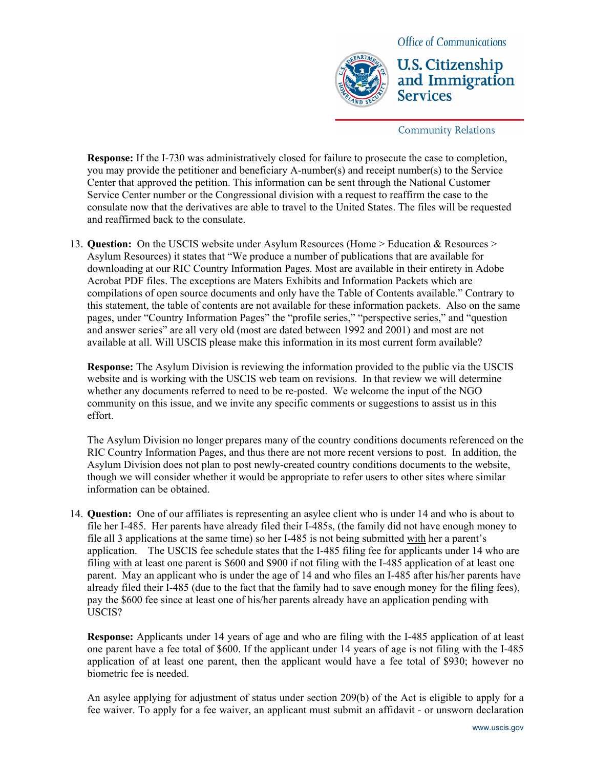**Response:** If the I-730 was administratively closed for failure to prosecute the case to completion, you may provide the petitioner and beneficiary A-number(s) and receipt number(s) to the Service Center that approved the petition. This information can be sent through the National Customer Service Center number or the Congressional division with a request to reaffirm the case to the consulate now that the derivatives are able to travel to the United States. The files will be requested and reaffirmed back to the consulate.

13. **Question:** On the USCIS website under Asylum Resources (Home > Education & Resources > Asylum Resources) it states that "We produce a number of publications that are available for downloading at our RIC Country Information Pages. Most are available in their entirety in Adobe Acrobat PDF files. The exceptions are Maters Exhibits and Information Packets which are compilations of open source documents and only have the Table of Contents available." Contrary to this statement, the table of contents are not available for these information packets. Also on the same pages, under "Country Information Pages" the "profile series," "perspective series," and "question and answer series" are all very old (most are dated between 1992 and 2001) and most are not available at all. Will USCIS please make this information in its most current form available?

    **Response:** The Asylum Division is reviewing the information provided to the public via the USCIS website and is working with the USCIS web team on revisions. In that review we will determine whether any documents referred to need to be re-posted. We welcome the input of the NGO community on this issue, and we invite any specific comments or suggestions to assist us in this effort.

    The Asylum Division no longer prepares many of the country conditions documents referenced on the RIC Country Information Pages, and thus there are not more recent versions to post. In addition, the Asylum Division does not plan to post newly-created country conditions documents to the website, though we will consider whether it would be appropriate to refer users to other sites where similar information can be obtained.

14. **Question:** One of our affiliates is representing an asylee client who is under 14 and who is about to file her I-485. Her parents have already filed their I-485s, (the family did not have enough money to file all 3 applications at the same time) so her I-485 is not being submitted <u>with</u> her a parent's application. The USCIS fee schedule states that the I-485 filing fee for applicants under 14 who are filing <u>with</u> at least one parent is $600 and $900 if not filing with the I-485 application of at least one parent. May an applicant who is under the age of 14 and who files an I-485 after his/her parents have already filed their I-485 (due to the fact that the family had to save enough money for the filing fees), pay the $600 fee since at least one of his/her parents already have an application pending with USCIS?

    **Response:** Applicants under 14 years of age and who are filing with the I-485 application of at least one parent have a fee total of $600. If the applicant under 14 years of age is not filing with the I-485 application of at least one parent, then the applicant would have a fee total of $930; however no biometric fee is needed.

    An asylee applying for adjustment of status under section 209(b) of the Act is eligible to apply for a fee waiver. To apply for a fee waiver, an applicant must submit an affidavit - or unsworn declaration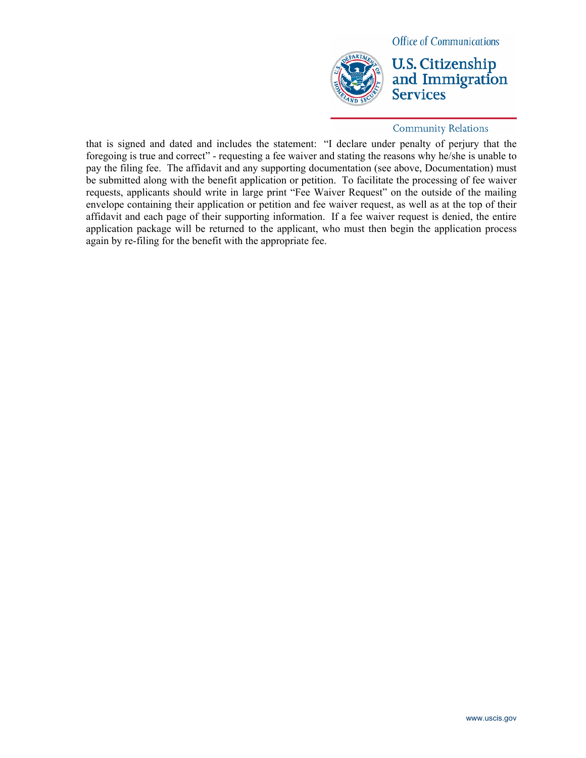that is signed and dated and includes the statement: "I declare under penalty of perjury that the foregoing is true and correct" - requesting a fee waiver and stating the reasons why he/she is unable to pay the filing fee. The affidavit and any supporting documentation (see above, Documentation) must be submitted along with the benefit application or petition. To facilitate the processing of fee waiver requests, applicants should write in large print "Fee Waiver Request" on the outside of the mailing envelope containing their application or petition and fee waiver request, as well as at the top of their affidavit and each page of their supporting information. If a fee waiver request is denied, the entire application package will be returned to the applicant, who must then begin the application process again by re-filing for the benefit with the appropriate fee.